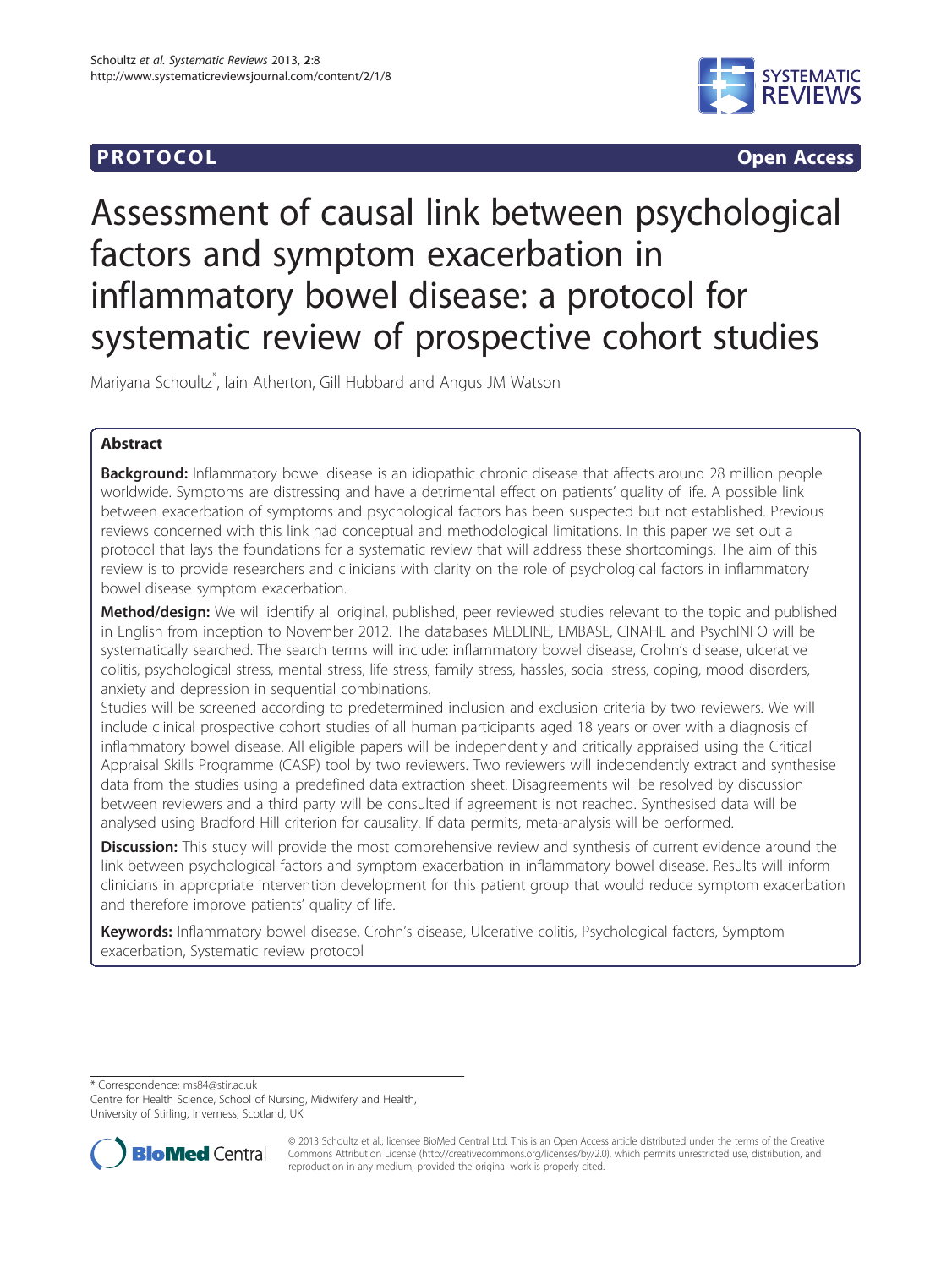**PROTOCOL** **Open Access**

# Assessment of causal link between psychological factors and symptom exacerbation in inflammatory bowel disease: a protocol for systematic review of prospective cohort studies

Mariyana Schoultz*, Iain Atherton, Gill Hubbard and Angus JM Watson

## Abstract

**Background:** Inflammatory bowel disease is an idiopathic chronic disease that affects around 28 million people worldwide. Symptoms are distressing and have a detrimental effect on patients' quality of life. A possible link between exacerbation of symptoms and psychological factors has been suspected but not established. Previous reviews concerned with this link had conceptual and methodological limitations. In this paper we set out a protocol that lays the foundations for a systematic review that will address these shortcomings. The aim of this review is to provide researchers and clinicians with clarity on the role of psychological factors in inflammatory bowel disease symptom exacerbation.

**Method/design:** We will identify all original, published, peer reviewed studies relevant to the topic and published in English from inception to November 2012. The databases MEDLINE, EMBASE, CINAHL and PsychINFO will be systematically searched. The search terms will include: inflammatory bowel disease, Crohn's disease, ulcerative colitis, psychological stress, mental stress, life stress, family stress, hassles, social stress, coping, mood disorders, anxiety and depression in sequential combinations.

Studies will be screened according to predetermined inclusion and exclusion criteria by two reviewers. We will include clinical prospective cohort studies of all human participants aged 18 years or over with a diagnosis of inflammatory bowel disease. All eligible papers will be independently and critically appraised using the Critical Appraisal Skills Programme (CASP) tool by two reviewers. Two reviewers will independently extract and synthesise data from the studies using a predefined data extraction sheet. Disagreements will be resolved by discussion between reviewers and a third party will be consulted if agreement is not reached. Synthesised data will be analysed using Bradford Hill criterion for causality. If data permits, meta-analysis will be performed.

**Discussion:** This study will provide the most comprehensive review and synthesis of current evidence around the link between psychological factors and symptom exacerbation in inflammatory bowel disease. Results will inform clinicians in appropriate intervention development for this patient group that would reduce symptom exacerbation and therefore improve patients' quality of life.

**Keywords:** Inflammatory bowel disease, Crohn's disease, Ulcerative colitis, Psychological factors, Symptom exacerbation, Systematic review protocol

\* Correspondence: ms84@stir.ac.uk
Centre for Health Science, School of Nursing, Midwifery and Health, University of Stirling, Inverness, Scotland, UK

© 2013 Schoultz et al.; licensee BioMed Central Ltd. This is an Open Access article distributed under the terms of the Creative Commons Attribution License (http://creativecommons.org/licenses/by/2.0), which permits unrestricted use, distribution, and reproduction in any medium, provided the original work is properly cited.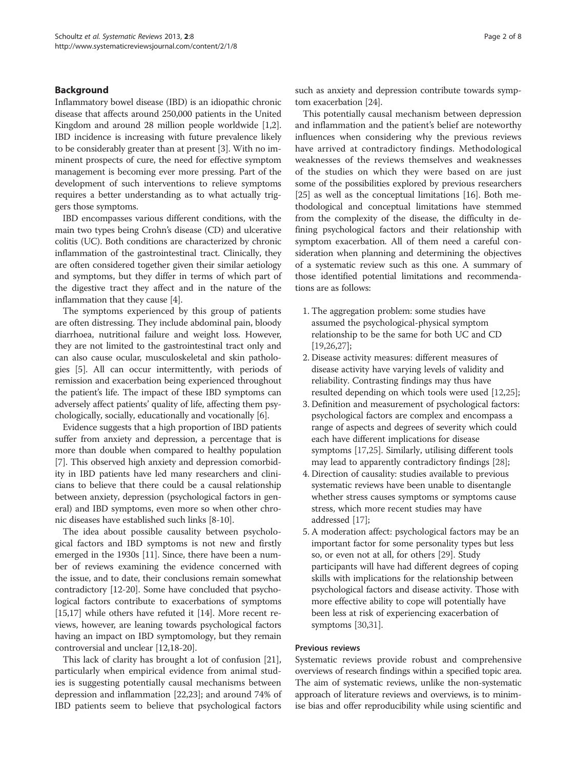## Background

Inflammatory bowel disease (IBD) is an idiopathic chronic disease that affects around 250,000 patients in the United Kingdom and around 28 million people worldwide [1,2]. IBD incidence is increasing with future prevalence likely to be considerably greater than at present [3]. With no imminent prospects of cure, the need for effective symptom management is becoming ever more pressing. Part of the development of such interventions to relieve symptoms requires a better understanding as to what actually triggers those symptoms.

IBD encompasses various different conditions, with the main two types being Crohn's disease (CD) and ulcerative colitis (UC). Both conditions are characterized by chronic inflammation of the gastrointestinal tract. Clinically, they are often considered together given their similar aetiology and symptoms, but they differ in terms of which part of the digestive tract they affect and in the nature of the inflammation that they cause [4].

The symptoms experienced by this group of patients are often distressing. They include abdominal pain, bloody diarrhoea, nutritional failure and weight loss. However, they are not limited to the gastrointestinal tract only and can also cause ocular, musculoskeletal and skin pathologies [5]. All can occur intermittently, with periods of remission and exacerbation being experienced throughout the patient's life. The impact of these IBD symptoms can adversely affect patients' quality of life, affecting them psychologically, socially, educationally and vocationally [6].

Evidence suggests that a high proportion of IBD patients suffer from anxiety and depression, a percentage that is more than double when compared to healthy population [7]. This observed high anxiety and depression comorbidity in IBD patients have led many researchers and clinicians to believe that there could be a causal relationship between anxiety, depression (psychological factors in general) and IBD symptoms, even more so when other chronic diseases have established such links [8-10].

The idea about possible causality between psychological factors and IBD symptoms is not new and firstly emerged in the 1930s [11]. Since, there have been a number of reviews examining the evidence concerned with the issue, and to date, their conclusions remain somewhat contradictory [12-20]. Some have concluded that psychological factors contribute to exacerbations of symptoms [15,17] while others have refuted it [14]. More recent reviews, however, are leaning towards psychological factors having an impact on IBD symptomology, but they remain controversial and unclear [12,18-20].

This lack of clarity has brought a lot of confusion [21], particularly when empirical evidence from animal studies is suggesting potentially causal mechanisms between depression and inflammation [22,23]; and around 74% of IBD patients seem to believe that psychological factors such as anxiety and depression contribute towards symptom exacerbation [24].

This potentially causal mechanism between depression and inflammation and the patient's belief are noteworthy influences when considering why the previous reviews have arrived at contradictory findings. Methodological weaknesses of the reviews themselves and weaknesses of the studies on which they were based on are just some of the possibilities explored by previous researchers [25] as well as the conceptual limitations [16]. Both methodological and conceptual limitations have stemmed from the complexity of the disease, the difficulty in defining psychological factors and their relationship with symptom exacerbation. All of them need a careful consideration when planning and determining the objectives of a systematic review such as this one. A summary of those identified potential limitations and recommendations are as follows:

1. The aggregation problem: some studies have assumed the psychological-physical symptom relationship to be the same for both UC and CD [19,26,27];
2. Disease activity measures: different measures of disease activity have varying levels of validity and reliability. Contrasting findings may thus have resulted depending on which tools were used [12,25];
3. Definition and measurement of psychological factors: psychological factors are complex and encompass a range of aspects and degrees of severity which could each have different implications for disease symptoms [17,25]. Similarly, utilising different tools may lead to apparently contradictory findings [28];
4. Direction of causality: studies available to previous systematic reviews have been unable to disentangle whether stress causes symptoms or symptoms cause stress, which more recent studies may have addressed [17];
5. A moderation affect: psychological factors may be an important factor for some personality types but less so, or even not at all, for others [29]. Study participants will have had different degrees of coping skills with implications for the relationship between psychological factors and disease activity. Those with more effective ability to cope will potentially have been less at risk of experiencing exacerbation of symptoms [30,31].

### Previous reviews

Systematic reviews provide robust and comprehensive overviews of research findings within a specified topic area. The aim of systematic reviews, unlike the non-systematic approach of literature reviews and overviews, is to minimise bias and offer reproducibility while using scientific and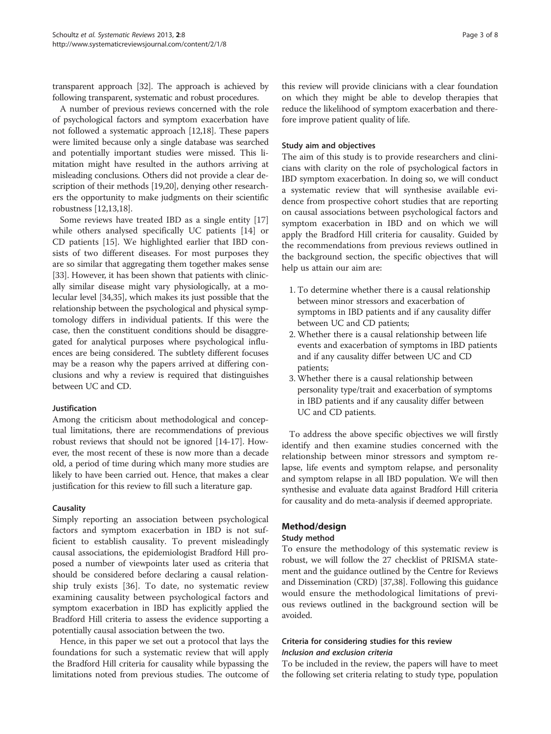transparent approach [32]. The approach is achieved by following transparent, systematic and robust procedures.

A number of previous reviews concerned with the role of psychological factors and symptom exacerbation have not followed a systematic approach [12,18]. These papers were limited because only a single database was searched and potentially important studies were missed. This limitation might have resulted in the authors arriving at misleading conclusions. Others did not provide a clear description of their methods [19,20], denying other researchers the opportunity to make judgments on their scientific robustness [12,13,18].

Some reviews have treated IBD as a single entity [17] while others analysed specifically UC patients [14] or CD patients [15]. We highlighted earlier that IBD consists of two different diseases. For most purposes they are so similar that aggregating them together makes sense [33]. However, it has been shown that patients with clinically similar disease might vary physiologically, at a molecular level [34,35], which makes its just possible that the relationship between the psychological and physical symptomatology differs in individual patients. If this were the case, then the constituent conditions should be disaggregated for analytical purposes where psychological influences are being considered. The subtlety different focuses may be a reason why the papers arrived at differing conclusions and why a review is required that distinguishes between UC and CD.

### Justification

Among the criticism about methodological and conceptual limitations, there are recommendations of previous robust reviews that should not be ignored [14-17]. However, the most recent of these is now more than a decade old, a period of time during which many more studies are likely to have been carried out. Hence, that makes a clear justification for this review to fill such a literature gap.

### Causality

Simply reporting an association between psychological factors and symptom exacerbation in IBD is not sufficient to establish causality. To prevent misleadingly causal associations, the epidemiologist Bradford Hill proposed a number of viewpoints later used as criteria that should be considered before declaring a causal relationship truly exists [36]. To date, no systematic review examining causality between psychological factors and symptom exacerbation in IBD has explicitly applied the Bradford Hill criteria to assess the evidence supporting a potentially causal association between the two.

Hence, in this paper we set out a protocol that lays the foundations for such a systematic review that will apply the Bradford Hill criteria for causality while bypassing the limitations noted from previous studies. The outcome of this review will provide clinicians with a clear foundation on which they might be able to develop therapies that reduce the likelihood of symptom exacerbation and therefore improve patient quality of life.

### Study aim and objectives

The aim of this study is to provide researchers and clinicians with clarity on the role of psychological factors in IBD symptom exacerbation. In doing so, we will conduct a systematic review that will synthesise available evidence from prospective cohort studies that are reporting on causal associations between psychological factors and symptom exacerbation in IBD and on which we will apply the Bradford Hill criteria for causality. Guided by the recommendations from previous reviews outlined in the background section, the specific objectives that will help us attain our aim are:

1. To determine whether there is a causal relationship between minor stressors and exacerbation of symptoms in IBD patients and if any causality differ between UC and CD patients;
2. Whether there is a causal relationship between life events and exacerbation of symptoms in IBD patients and if any causality differ between UC and CD patients;
3. Whether there is a causal relationship between personality type/trait and exacerbation of symptoms in IBD patients and if any causality differ between UC and CD patients.

To address the above specific objectives we will firstly identify and then examine studies concerned with the relationship between minor stressors and symptom relapse, life events and symptom relapse, and personality and symptom relapse in all IBD population. We will then synthesise and evaluate data against Bradford Hill criteria for causality and do meta-analysis if deemed appropriate.

## Method/design

### Study method

To ensure the methodology of this systematic review is robust, we will follow the 27 checklist of PRISMA statement and the guidance outlined by the Centre for Reviews and Dissemination (CRD) [37,38]. Following this guidance would ensure the methodological limitations of previous reviews outlined in the background section will be avoided.

### Criteria for considering studies for this review

#### *Inclusion and exclusion criteria*

To be included in the review, the papers will have to meet the following set criteria relating to study type, population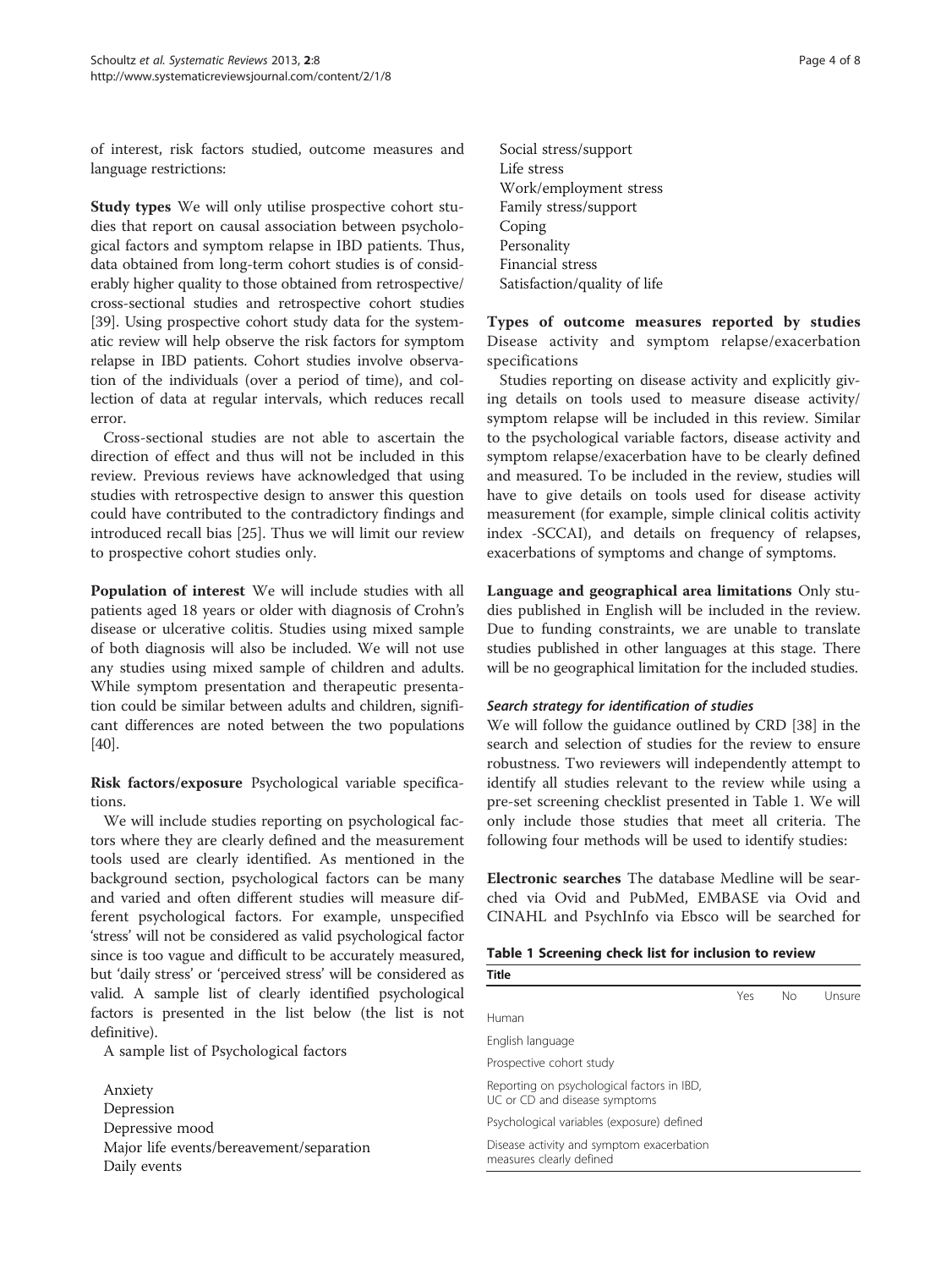of interest, risk factors studied, outcome measures and language restrictions:

**Study types** We will only utilise prospective cohort studies that report on causal association between psychological factors and symptom relapse in IBD patients. Thus, data obtained from long-term cohort studies is of considerably higher quality to those obtained from retrospective/cross-sectional studies and retrospective cohort studies [39]. Using prospective cohort study data for the systematic review will help observe the risk factors for symptom relapse in IBD patients. Cohort studies involve observation of the individuals (over a period of time), and collection of data at regular intervals, which reduces recall error.

Cross-sectional studies are not able to ascertain the direction of effect and thus will not be included in this review. Previous reviews have acknowledged that using studies with retrospective design to answer this question could have contributed to the contradictory findings and introduced recall bias [25]. Thus we will limit our review to prospective cohort studies only.

**Population of interest** We will include studies with all patients aged 18 years or older with diagnosis of Crohn's disease or ulcerative colitis. Studies using mixed sample of both diagnosis will also be included. We will not use any studies using mixed sample of children and adults. While symptom presentation and therapeutic presentation could be similar between adults and children, significant differences are noted between the two populations [40].

**Risk factors/exposure** Psychological variable specifications.

We will include studies reporting on psychological factors where they are clearly defined and the measurement tools used are clearly identified. As mentioned in the background section, psychological factors can be many and varied and often different studies will measure different psychological factors. For example, unspecified 'stress' will not be considered as valid psychological factor since is too vague and difficult to be accurately measured, but 'daily stress' or 'perceived stress' will be considered as valid. A sample list of clearly identified psychological factors is presented in the list below (the list is not definitive).

A sample list of Psychological factors

- Anxiety
- Depression
- Depressive mood
- Major life events/bereavement/separation
- Daily events
- Social stress/support
- Life stress
- Work/employment stress
- Family stress/support
- Coping
- Personality
- Financial stress
- Satisfaction/quality of life

**Types of outcome measures reported by studies** Disease activity and symptom relapse/exacerbation specifications

Studies reporting on disease activity and explicitly giving details on tools used to measure disease activity/symptom relapse will be included in this review. Similar to the psychological variable factors, disease activity and symptom relapse/exacerbation have to be clearly defined and measured. To be included in the review, studies will have to give details on tools used for disease activity measurement (for example, simple clinical colitis activity index -SCCAI), and details on frequency of relapses, exacerbations of symptoms and change of symptoms.

**Language and geographical area limitations** Only studies published in English will be included in the review. Due to funding constraints, we are unable to translate studies published in other languages at this stage. There will be no geographical limitation for the included studies.

### *Search strategy for identification of studies*

We will follow the guidance outlined by CRD [38] in the search and selection of studies for the review to ensure robustness. Two reviewers will independently attempt to identify all studies relevant to the review while using a pre-set screening checklist presented in Table 1. We will only include those studies that meet all criteria. The following four methods will be used to identify studies:

**Electronic searches** The database Medline will be searched via Ovid and PubMed, EMBASE via Ovid and CINAHL and PsychInfo via Ebsco will be searched for

**Table 1 Screening check list for inclusion to review**

| Title | Yes | No | Unsure |
|---|---|---|---|
| Human | | | |
| English language | | | |
| Prospective cohort study | | | |
| Reporting on psychological factors in IBD, UC or CD and disease symptoms | | | |
| Psychological variables (exposure) defined | | | |
| Disease activity and symptom exacerbation measures clearly defined | | | |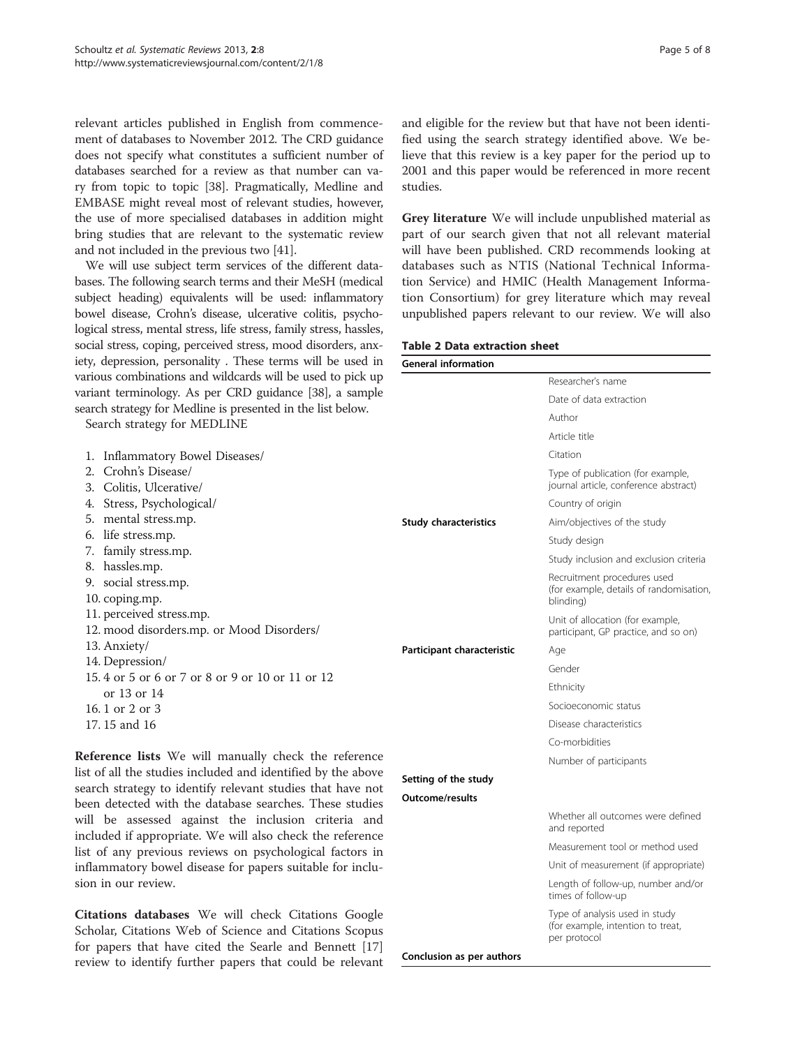relevant articles published in English from commencement of databases to November 2012. The CRD guidance does not specify what constitutes a sufficient number of databases searched for a review as that number can vary from topic to topic [38]. Pragmatically, Medline and EMBASE might reveal most of relevant studies, however, the use of more specialised databases in addition might bring studies that are relevant to the systematic review and not included in the previous two [41].

We will use subject term services of the different databases. The following search terms and their MeSH (medical subject heading) equivalents will be used: inflammatory bowel disease, Crohn's disease, ulcerative colitis, psychological stress, mental stress, life stress, family stress, hassles, social stress, coping, perceived stress, mood disorders, anxiety, depression, personality . These terms will be used in various combinations and wildcards will be used to pick up variant terminology. As per CRD guidance [38], a sample search strategy for Medline is presented in the list below.

Search strategy for MEDLINE

1. Inflammatory Bowel Diseases/
2. Crohn's Disease/
3. Colitis, Ulcerative/
4. Stress, Psychological/
5. mental stress.mp.
6. life stress.mp.
7. family stress.mp.
8. hassles.mp.
9. social stress.mp.
10. coping.mp.
11. perceived stress.mp.
12. mood disorders.mp. or Mood Disorders/
13. Anxiety/
14. Depression/
15. 4 or 5 or 6 or 7 or 8 or 9 or 10 or 11 or 12 or 13 or 14
16. 1 or 2 or 3
17. 15 and 16

**Reference lists** We will manually check the reference list of all the studies included and identified by the above search strategy to identify relevant studies that have not been detected with the database searches. These studies will be assessed against the inclusion criteria and included if appropriate. We will also check the reference list of any previous reviews on psychological factors in inflammatory bowel disease for papers suitable for inclusion in our review.

**Citations databases** We will check Citations Google Scholar, Citations Web of Science and Citations Scopus for papers that have cited the Searle and Bennett [17] review to identify further papers that could be relevant and eligible for the review but that have not been identified using the search strategy identified above. We believe that this review is a key paper for the period up to 2001 and this paper would be referenced in more recent studies.

**Grey literature** We will include unpublished material as part of our search given that not all relevant material will have been published. CRD recommends looking at databases such as NTIS (National Technical Information Service) and HMIC (Health Management Information Consortium) for grey literature which may reveal unpublished papers relevant to our review. We will also

**Table 2 Data extraction sheet**

| **General information** | |
|---|---|
| | Researcher's name |
| | Date of data extraction |
| | Author |
| | Article title |
| | Citation |
| | Type of publication (for example, journal article, conference abstract) |
| | Country of origin |
| **Study characteristics** | Aim/objectives of the study |
| | Study design |
| | Study inclusion and exclusion criteria |
| | Recruitment procedures used (for example, details of randomisation, blinding) |
| | Unit of allocation (for example, participant, GP practice, and so on) |
| **Participant characteristic** | Age |
| | Gender |
| | Ethnicity |
| | Socioeconomic status |
| | Disease characteristics |
| | Co-morbidities |
| | Number of participants |
| **Setting of the study** | |
| **Outcome/results** | |
| | Whether all outcomes were defined and reported |
| | Measurement tool or method used |
| | Unit of measurement (if appropriate) |
| | Length of follow-up, number and/or times of follow-up |
| | Type of analysis used in study (for example, intention to treat, per protocol |
| **Conclusion as per authors** | |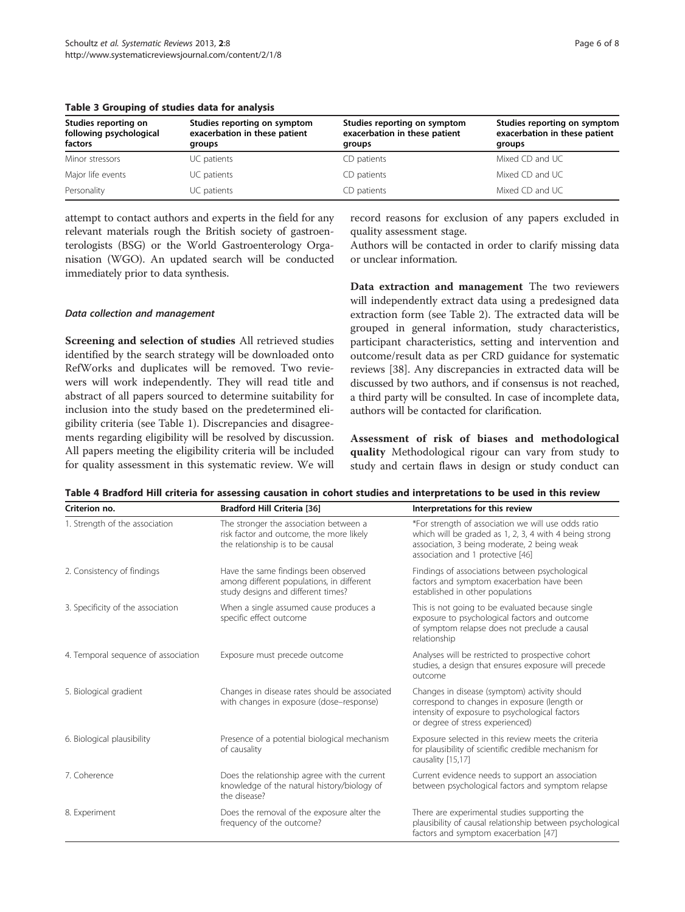**Table 3 Grouping of studies data for analysis**

| Studies reporting on following psychological factors | Studies reporting on symptom exacerbation in these patient groups | Studies reporting on symptom exacerbation in these patient groups | Studies reporting on symptom exacerbation in these patient groups |
|---|---|---|---|
| Minor stressors | UC patients | CD patients | Mixed CD and UC |
| Major life events | UC patients | CD patients | Mixed CD and UC |
| Personality | UC patients | CD patients | Mixed CD and UC |

attempt to contact authors and experts in the field for any relevant materials rough the British society of gastroenterologists (BSG) or the World Gastroenterology Organisation (WGO). An updated search will be conducted immediately prior to data synthesis.

#### *Data collection and management*

**Screening and selection of studies** All retrieved studies identified by the search strategy will be downloaded onto RefWorks and duplicates will be removed. Two reviewers will work independently. They will read title and abstract of all papers sourced to determine suitability for inclusion into the study based on the predetermined eligibility criteria (see Table 1). Discrepancies and disagreements regarding eligibility will be resolved by discussion. All papers meeting the eligibility criteria will be included for quality assessment in this systematic review. We will record reasons for exclusion of any papers excluded in quality assessment stage.

Authors will be contacted in order to clarify missing data or unclear information.

**Data extraction and management** The two reviewers will independently extract data using a predesigned data extraction form (see Table 2). The extracted data will be grouped in general information, study characteristics, participant characteristics, setting and intervention and outcome/result data as per CRD guidance for systematic reviews [38]. Any discrepancies in extracted data will be discussed by two authors, and if consensus is not reached, a third party will be consulted. In case of incomplete data, authors will be contacted for clarification.

**Assessment of risk of biases and methodological quality** Methodological rigour can vary from study to study and certain flaws in design or study conduct can

**Table 4 Bradford Hill criteria for assessing causation in cohort studies and interpretations to be used in this review**

| Criterion no. | Bradford Hill Criteria [36] | Interpretations for this review |
|---|---|---|
| 1. Strength of the association | The stronger the association between a risk factor and outcome, the more likely the relationship is to be causal | *For strength of association we will use odds ratio which will be graded as 1, 2, 3, 4 with 4 being strong association, 3 being moderate, 2 being weak association and 1 protective [46] |
| 2. Consistency of findings | Have the same findings been observed among different populations, in different study designs and different times? | Findings of associations between psychological factors and symptom exacerbation have been established in other populations |
| 3. Specificity of the association | When a single assumed cause produces a specific effect outcome | This is not going to be evaluated because single exposure to psychological factors and outcome of symptom relapse does not preclude a causal relationship |
| 4. Temporal sequence of association | Exposure must precede outcome | Analyses will be restricted to prospective cohort studies, a design that ensures exposure will precede outcome |
| 5. Biological gradient | Changes in disease rates should be associated with changes in exposure (dose–response) | Changes in disease (symptom) activity should correspond to changes in exposure (length or intensity of exposure to psychological factors or degree of stress experienced) |
| 6. Biological plausibility | Presence of a potential biological mechanism of causality | Exposure selected in this review meets the criteria for plausibility of scientific credible mechanism for causality [15,17] |
| 7. Coherence | Does the relationship agree with the current knowledge of the natural history/biology of the disease? | Current evidence needs to support an association between psychological factors and symptom relapse |
| 8. Experiment | Does the removal of the exposure alter the frequency of the outcome? | There are experimental studies supporting the plausibility of causal relationship between psychological factors and symptom exacerbation [47] |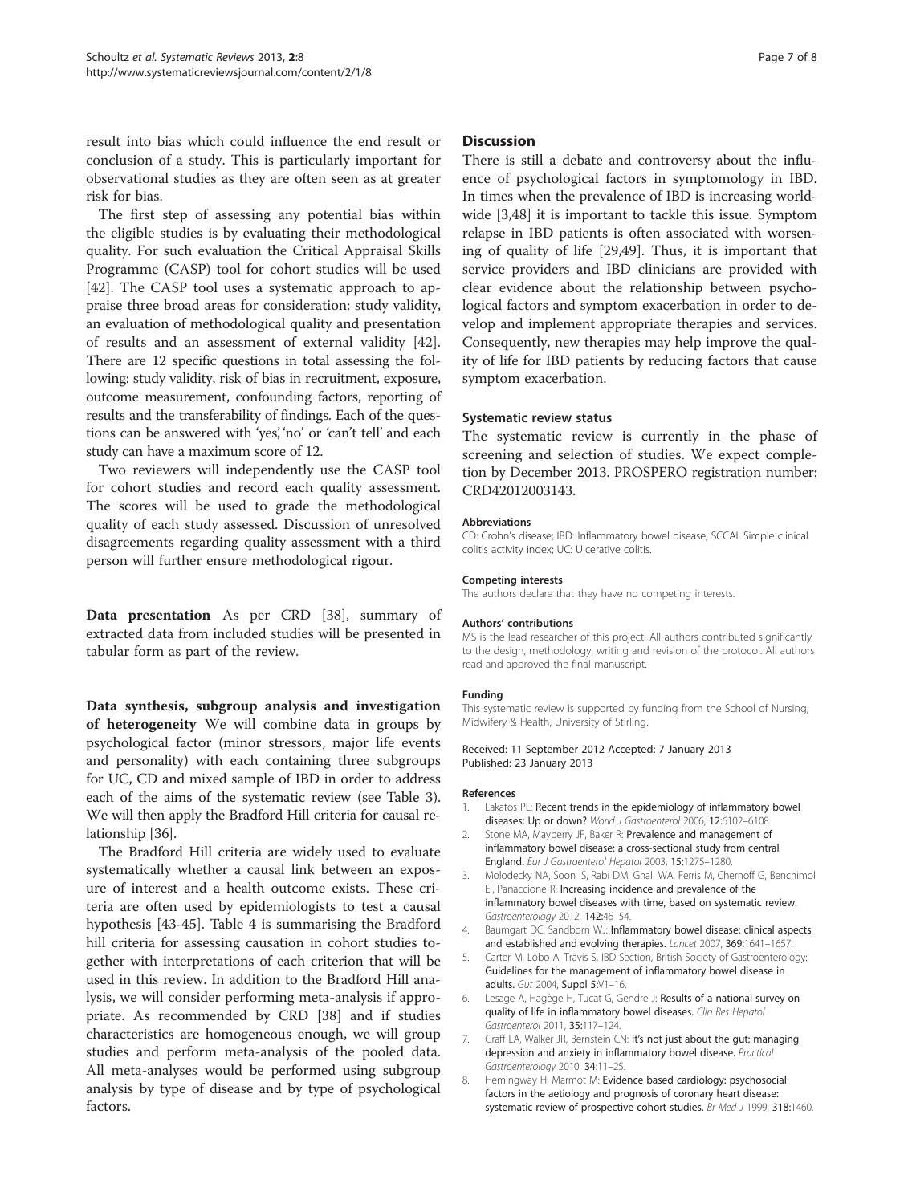result into bias which could influence the end result or conclusion of a study. This is particularly important for observational studies as they are often seen as at greater risk for bias.

The first step of assessing any potential bias within the eligible studies is by evaluating their methodological quality. For such evaluation the Critical Appraisal Skills Programme (CASP) tool for cohort studies will be used [42]. The CASP tool uses a systematic approach to appraise three broad areas for consideration: study validity, an evaluation of methodological quality and presentation of results and an assessment of external validity [42]. There are 12 specific questions in total assessing the following: study validity, risk of bias in recruitment, exposure, outcome measurement, confounding factors, reporting of results and the transferability of findings. Each of the questions can be answered with 'yes', 'no' or 'can't tell' and each study can have a maximum score of 12.

Two reviewers will independently use the CASP tool for cohort studies and record each quality assessment. The scores will be used to grade the methodological quality of each study assessed. Discussion of unresolved disagreements regarding quality assessment with a third person will further ensure methodological rigour.

**Data presentation** As per CRD [38], summary of extracted data from included studies will be presented in tabular form as part of the review.

**Data synthesis, subgroup analysis and investigation of heterogeneity** We will combine data in groups by psychological factor (minor stressors, major life events and personality) with each containing three subgroups for UC, CD and mixed sample of IBD in order to address each of the aims of the systematic review (see Table 3). We will then apply the Bradford Hill criteria for causal relationship [36].

The Bradford Hill criteria are widely used to evaluate systematically whether a causal link between an exposure of interest and a health outcome exists. These criteria are often used by epidemiologists to test a causal hypothesis [43-45]. Table 4 is summarising the Bradford hill criteria for assessing causation in cohort studies together with interpretations of each criterion that will be used in this review. In addition to the Bradford Hill analysis, we will consider performing meta-analysis if appropriate. As recommended by CRD [38] and if studies characteristics are homogeneous enough, we will group studies and perform meta-analysis of the pooled data. All meta-analyses would be performed using subgroup analysis by type of disease and by type of psychological factors.

## Discussion

There is still a debate and controversy about the influence of psychological factors in symptomology in IBD. In times when the prevalence of IBD is increasing worldwide [3,48] it is important to tackle this issue. Symptom relapse in IBD patients is often associated with worsening of quality of life [29,49]. Thus, it is important that service providers and IBD clinicians are provided with clear evidence about the relationship between psychological factors and symptom exacerbation in order to develop and implement appropriate therapies and services. Consequently, new therapies may help improve the quality of life for IBD patients by reducing factors that cause symptom exacerbation.

### Systematic review status

The systematic review is currently in the phase of screening and selection of studies. We expect completion by December 2013. PROSPERO registration number: CRD42012003143.

#### Abbreviations

CD: Crohn's disease; IBD: Inflammatory bowel disease; SCCAI: Simple clinical colitis activity index; UC: Ulcerative colitis.

#### Competing interests

The authors declare that they have no competing interests.

#### Authors' contributions

MS is the lead researcher of this project. All authors contributed significantly to the design, methodology, writing and revision of the protocol. All authors read and approved the final manuscript.

#### Funding

This systematic review is supported by funding from the School of Nursing, Midwifery & Health, University of Stirling.

Received: 11 September 2012 Accepted: 7 January 2013
Published: 23 January 2013

#### References

1. Lakatos PL: **Recent trends in the epidemiology of inflammatory bowel diseases: Up or down?** *World J Gastroenterol* 2006, **12:**6102–6108.
2. Stone MA, Mayberry JF, Baker R: **Prevalence and management of inflammatory bowel disease: a cross-sectional study from central England.** *Eur J Gastroenterol Hepatol* 2003, **15:**1275–1280.
3. Molodecky NA, Soon IS, Rabi DM, Ghali WA, Ferris M, Chernoff G, Benchimol EI, Panaccione R: **Increasing incidence and prevalence of the inflammatory bowel diseases with time, based on systematic review.** *Gastroenterology* 2012, **142:**46–54.
4. Baumgart DC, Sandborn WJ: **Inflammatory bowel disease: clinical aspects and established and evolving therapies.** *Lancet* 2007, **369:**1641–1657.
5. Carter M, Lobo A, Travis S, IBD Section, British Society of Gastroenterology: **Guidelines for the management of inflammatory bowel disease in adults.** *Gut* 2004, **Suppl 5:**V1–16.
6. Lesage A, Hagège H, Tucat G, Gendre J: **Results of a national survey on quality of life in inflammatory bowel diseases.** *Clin Res Hepatol Gastroenterol* 2011, **35:**117–124.
7. Graff LA, Walker JR, Bernstein CN: **It's not just about the gut: managing depression and anxiety in inflammatory bowel disease.** *Practical Gastroenterology* 2010, **34:**11–25.
8. Hemingway H, Marmot M: **Evidence based cardiology: psychosocial factors in the aetiology and prognosis of coronary heart disease: systematic review of prospective cohort studies.** *Br Med J* 1999, **318:**1460.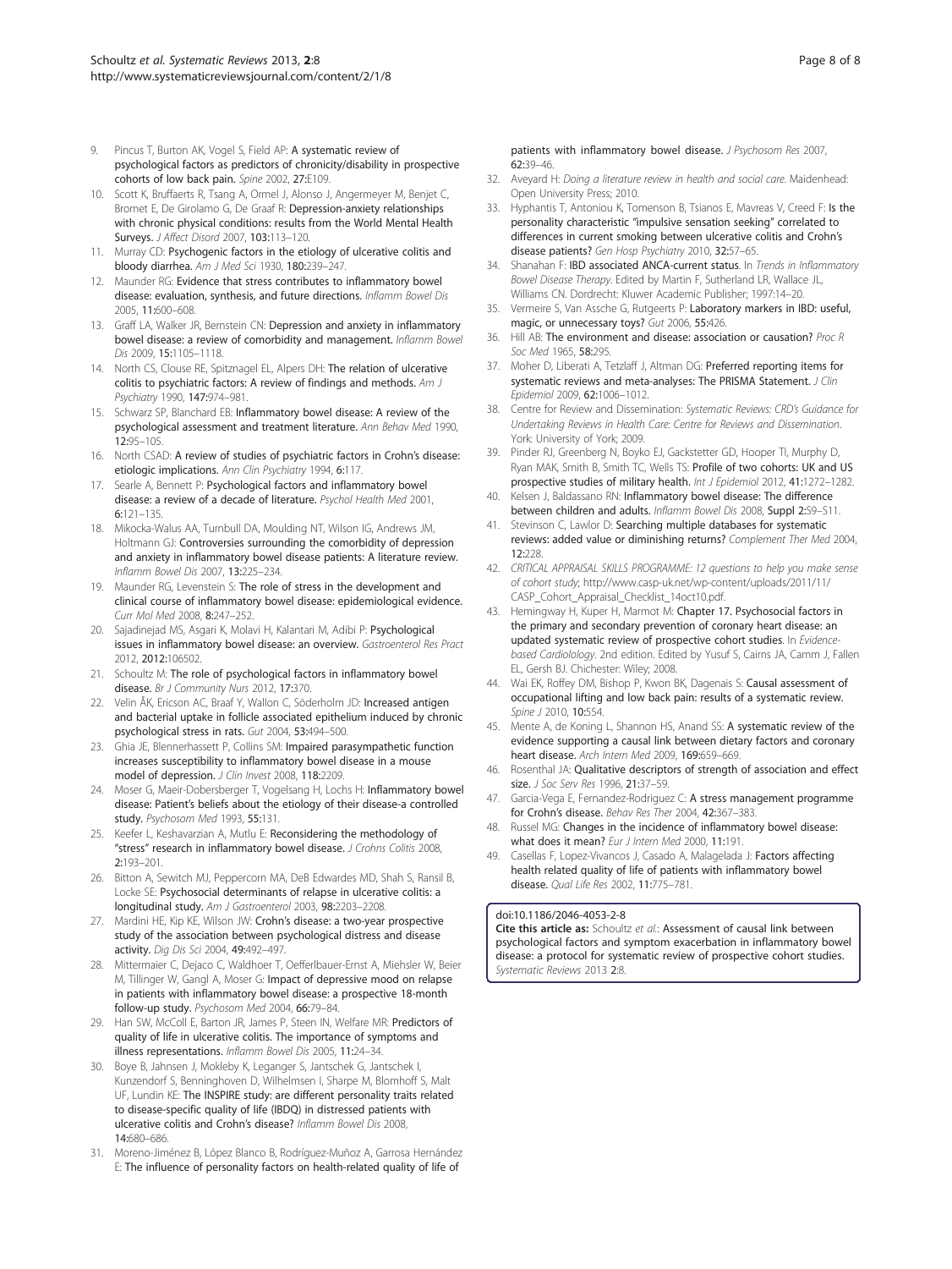9. Pincus T, Burton AK, Vogel S, Field AP: A systematic review of psychological factors as predictors of chronicity/disability in prospective cohorts of low back pain. *Spine* 2002, **27**:E109.
10. Scott K, Bruffaerts R, Tsang A, Ormel J, Alonso J, Angermeyer M, Benjet C, Bromet E, De Girolamo G, De Graaf R: Depression-anxiety relationships with chronic physical conditions: results from the World Mental Health Surveys. *J Affect Disord* 2007, **103**:113–120.
11. Murray CD: Psychogenic factors in the etiology of ulcerative colitis and bloody diarrhea. *Am J Med Sci* 1930, **180**:239–247.
12. Maunder RG: Evidence that stress contributes to inflammatory bowel disease: evaluation, synthesis, and future directions. *Inflamm Bowel Dis* 2005, **11**:600–608.
13. Graff LA, Walker JR, Bernstein CN: Depression and anxiety in inflammatory bowel disease: a review of comorbidity and management. *Inflamm Bowel Dis* 2009, **15**:1105–1118.
14. North CS, Clouse RE, Spitznagel EL, Alpers DH: The relation of ulcerative colitis to psychiatric factors: A review of findings and methods. *Am J Psychiatry* 1990, **147**:974–981.
15. Schwarz SP, Blanchard EB: Inflammatory bowel disease: A review of the psychological assessment and treatment literature. *Ann Behav Med* 1990, **12**:95–105.
16. North CSAD: A review of studies of psychiatric factors in Crohn's disease: etiologic implications. *Ann Clin Psychiatry* 1994, **6**:117.
17. Searle A, Bennett P: Psychological factors and inflammatory bowel disease: a review of a decade of literature. *Psychol Health Med* 2001, **6**:121–135.
18. Mikocka-Walus AA, Turnbull DA, Moulding NT, Wilson IG, Andrews JM, Holtmann GJ: Controversies surrounding the comorbidity of depression and anxiety in inflammatory bowel disease patients: A literature review. *Inflamm Bowel Dis* 2007, **13**:225–234.
19. Maunder RG, Levenstein S: The role of stress in the development and clinical course of inflammatory bowel disease: epidemiological evidence. *Curr Mol Med* 2008, **8**:247–252.
20. Sajadinejad MS, Asgari K, Molavi H, Kalantari M, Adibi P: Psychological issues in inflammatory bowel disease: an overview. *Gastroenterol Res Pract* 2012, **2012**:106502.
21. Schoultz M: The role of psychological factors in inflammatory bowel disease. *Br J Community Nurs* 2012, **17**:370.
22. Velin ÅK, Ericson AC, Braaf Y, Wallon C, Söderholm JD: Increased antigen and bacterial uptake in follicle associated epithelium induced by chronic psychological stress in rats. *Gut* 2004, **53**:494–500.
23. Ghia JE, Blennerhassett P, Collins SM: Impaired parasympathetic function increases susceptibility to inflammatory bowel disease in a mouse model of depression. *J Clin Invest* 2008, **118**:2209.
24. Moser G, Maeir-Dobersberger T, Vogelsang H, Lochs H: Inflammatory bowel disease: Patient's beliefs about the etiology of their disease-a controlled study. *Psychosom Med* 1993, **55**:131.
25. Keefer L, Keshavarzian A, Mutlu E: Reconsidering the methodology of "stress" research in inflammatory bowel disease. *J Crohns Colitis* 2008, **2**:193–201.
26. Bitton A, Sewitch MJ, Peppercorn MA, DeB Edwardes MD, Shah S, Ransil B, Locke SE: Psychosocial determinants of relapse in ulcerative colitis: a longitudinal study. *Am J Gastroenterol* 2003, **98**:2203–2208.
27. Mardini HE, Kip KE, Wilson JW: Crohn's disease: a two-year prospective study of the association between psychological distress and disease activity. *Dig Dis Sci* 2004, **49**:492–497.
28. Mittermaier C, Dejaco C, Waldhoer T, Oefferlbauer-Ernst A, Miehsler W, Beier M, Tillinger W, Gangl A, Moser G: Impact of depressive mood on relapse in patients with inflammatory bowel disease: a prospective 18-month follow-up study. *Psychosom Med* 2004, **66**:79–84.
29. Han SW, McColl E, Barton JR, James P, Steen IN, Welfare MR: Predictors of quality of life in ulcerative colitis. The importance of symptoms and illness representations. *Inflamm Bowel Dis* 2005, **11**:24–34.
30. Boye B, Jahnsen J, Mokleby K, Leganger S, Jantschek G, Jantschek I, Kunzendorf S, Benninghoven D, Wilhelmsen I, Sharpe M, Blomhoff S, Malt UF, Lundin KE: The INSPIRE study: are different personality traits related to disease-specific quality of life (IBDQ) in distressed patients with ulcerative colitis and Crohn's disease? *Inflamm Bowel Dis* 2008, **14**:680–686.
31. Moreno-Jiménez B, López Blanco B, Rodríguez-Muñoz A, Garrosa Hernández E: The influence of personality factors on health-related quality of life of patients with inflammatory bowel disease. *J Psychosom Res* 2007, **62**:39–46.
32. Aveyard H: *Doing a literature review in health and social care*. Maidenhead: Open University Press; 2010.
33. Hyphantis T, Antoniou K, Tomenson B, Tsianos E, Mavreas V, Creed F: Is the personality characteristic "impulsive sensation seeking" correlated to differences in current smoking between ulcerative colitis and Crohn's disease patients? *Gen Hosp Psychiatry* 2010, **32**:57–65.
34. Shanahan F: IBD associated ANCA-current status. In *Trends in Inflammatory Bowel Disease Therapy*. Edited by Martin F, Sutherland LR, Wallace JL, Williams CN. Dordrecht: Kluwer Academic Publisher; 1997:14–20.
35. Vermeire S, Van Assche G, Rutgeerts P: Laboratory markers in IBD: useful, magic, or unnecessary toys? *Gut* 2006, **55**:426.
36. Hill AB: The environment and disease: association or causation? *Proc R Soc Med* 1965, **58**:295.
37. Moher D, Liberati A, Tetzlaff J, Altman DG: Preferred reporting items for systematic reviews and meta-analyses: The PRISMA Statement. *J Clin Epidemiol* 2009, **62**:1006–1012.
38. Centre for Review and Dissemination: *Systematic Reviews: CRD's Guidance for Undertaking Reviews in Health Care: Centre for Reviews and Dissemination*. York: University of York; 2009.
39. Pinder RJ, Greenberg N, Boyko EJ, Gackstetter GD, Hooper TI, Murphy D, Ryan MAK, Smith B, Smith TC, Wells TS: Profile of two cohorts: UK and US prospective studies of military health. *Int J Epidemiol* 2012, **41**:1272–1282.
40. Kelsen J, Baldassano RN: Inflammatory bowel disease: The difference between children and adults. *Inflamm Bowel Dis* 2008, **Suppl 2**:S9–S11.
41. Stevinson C, Lawlor D: Searching multiple databases for systematic reviews: added value or diminishing returns? *Complement Ther Med* 2004, **12**:228.
42. *CRITICAL APPRAISAL SKILLS PROGRAMME: 12 questions to help you make sense of cohort study*; http://www.casp-uk.net/wp-content/uploads/2011/11/CASP_Cohort_Appraisal_Checklist_14oct10.pdf.
43. Hemingway H, Kuper H, Marmot M: Chapter 17. Psychosocial factors in the primary and secondary prevention of coronary heart disease: an updated systematic review of prospective cohort studies. In *Evidence-based Cardiolology*. 2nd edition. Edited by Yusuf S, Cairns JA, Camm J, Fallen EL, Gersh BJ. Chichester: Wiley; 2008.
44. Wai EK, Roffey DM, Bishop P, Kwon BK, Dagenais S: Causal assessment of occupational lifting and low back pain: results of a systematic review. *Spine J* 2010, **10**:554.
45. Mente A, de Koning L, Shannon HS, Anand SS: A systematic review of the evidence supporting a causal link between dietary factors and coronary heart disease. *Arch Intern Med* 2009, **169**:659–669.
46. Rosenthal JA: Qualitative descriptors of strength of association and effect size. *J Soc Serv Res* 1996, **21**:37–59.
47. Garcia-Vega E, Fernandez-Rodriguez C: A stress management programme for Crohn's disease. *Behav Res Ther* 2004, **42**:367–383.
48. Russel MG: Changes in the incidence of inflammatory bowel disease: what does it mean? *Eur J Intern Med* 2000, **11**:191.
49. Casellas F, Lopez-Vivancos J, Casado A, Malagelada J: Factors affecting health related quality of life of patients with inflammatory bowel disease. *Qual Life Res* 2002, **11**:775–781.

doi:10.1186/2046-4053-2-8

**Cite this article as:** Schoultz *et al.*: Assessment of causal link between psychological factors and symptom exacerbation in inflammatory bowel disease: a protocol for systematic review of prospective cohort studies. *Systematic Reviews* 2013 **2**:8.